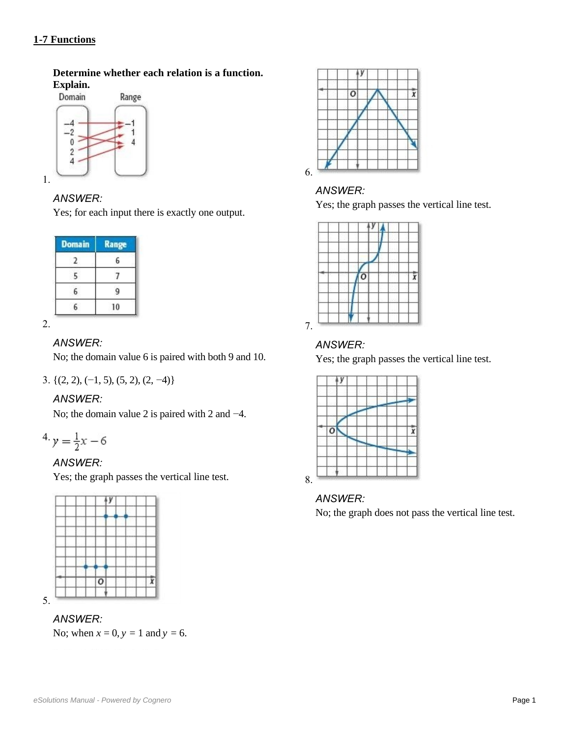## 1-7 Functions

**Determine whether each relation is a function. Explain.**

1.

*ANSWER:*
Yes; for each input there is exactly one output.

2.

| Domain | Range |
| --- | --- |
| 2 | 6 |
| 5 | 7 |
| 6 | 9 |
| 6 | 10 |

*ANSWER:*
No; the domain value 6 is paired with both 9 and 10.

3. $\{(2, 2), (-1, 5), (5, 2), (2, -4)\}$

*ANSWER:*
No; the domain value 2 is paired with 2 and −4.

4. $y = \frac{1}{2}x - 6$

*ANSWER:*
Yes; the graph passes the vertical line test.

5.

*ANSWER:*
No; when $x = 0$, $y = 1$ and $y = 6$.

6.

*ANSWER:*
Yes; the graph passes the vertical line test.

7.

*ANSWER:*
Yes; the graph passes the vertical line test.

8.

*ANSWER:*
No; the graph does not pass the vertical line test.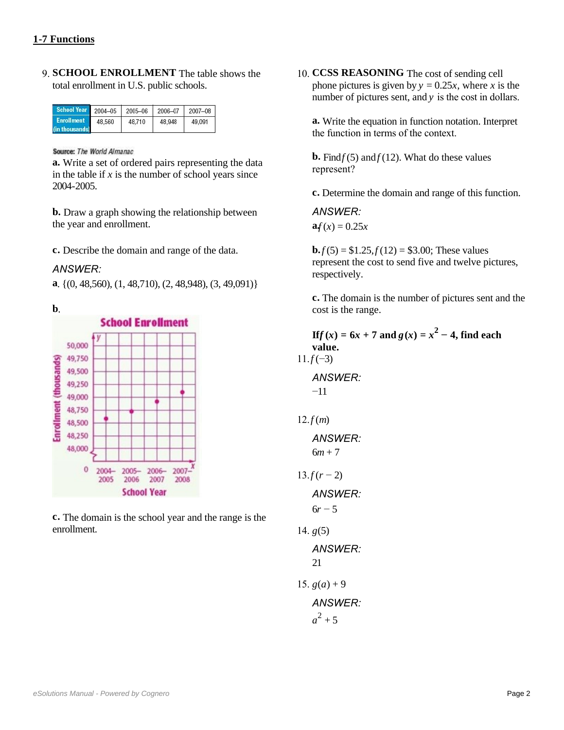## 1-7 Functions

9. **SCHOOL ENROLLMENT** The table shows the total enrollment in U.S. public schools.

| School Year | 2004–05 | 2005–06 | 2006–07 | 2007–08 |
|---|---|---|---|---|
| Enrollment (in thousands) | 48,560 | 48,710 | 48,948 | 49,091 |

**Source:** *The World Almanac*

**a.** Write a set of ordered pairs representing the data in the table if $x$ is the number of school years since 2004-2005.

**b.** Draw a graph showing the relationship between the year and enrollment.

**c.** Describe the domain and range of the data.

*ANSWER:*

**a**. {(0, 48,560), (1, 48,710), (2, 48,948), (3, 49,091)}

**b**.

**c.** The domain is the school year and the range is the enrollment.

10. **CCSS REASONING** The cost of sending cell phone pictures is given by $y = 0.25x$, where $x$ is the number of pictures sent, and $y$ is the cost in dollars.

**a.** Write the equation in function notation. Interpret the function in terms of the context.

**b.** Find $f(5)$ and $f(12)$. What do these values represent?

**c.** Determine the domain and range of this function.

*ANSWER:*

**a.** $f(x) = 0.25x$

**b.** $f(5) = \$1.25, f(12) = \$3.00$; These values represent the cost to send five and twelve pictures, respectively.

**c.** The domain is the number of pictures sent and the cost is the range.

**If $f(x) = 6x + 7$ and $g(x) = x^2 - 4$, find each value.**

11. $f(-3)$

*ANSWER:*

$-11$

12. $f(m)$

*ANSWER:*

$6m + 7$

13. $f(r - 2)$

*ANSWER:*

$6r - 5$

14. $g(5)$

*ANSWER:*

21

15. $g(a) + 9$

*ANSWER:*

$a^2 + 5$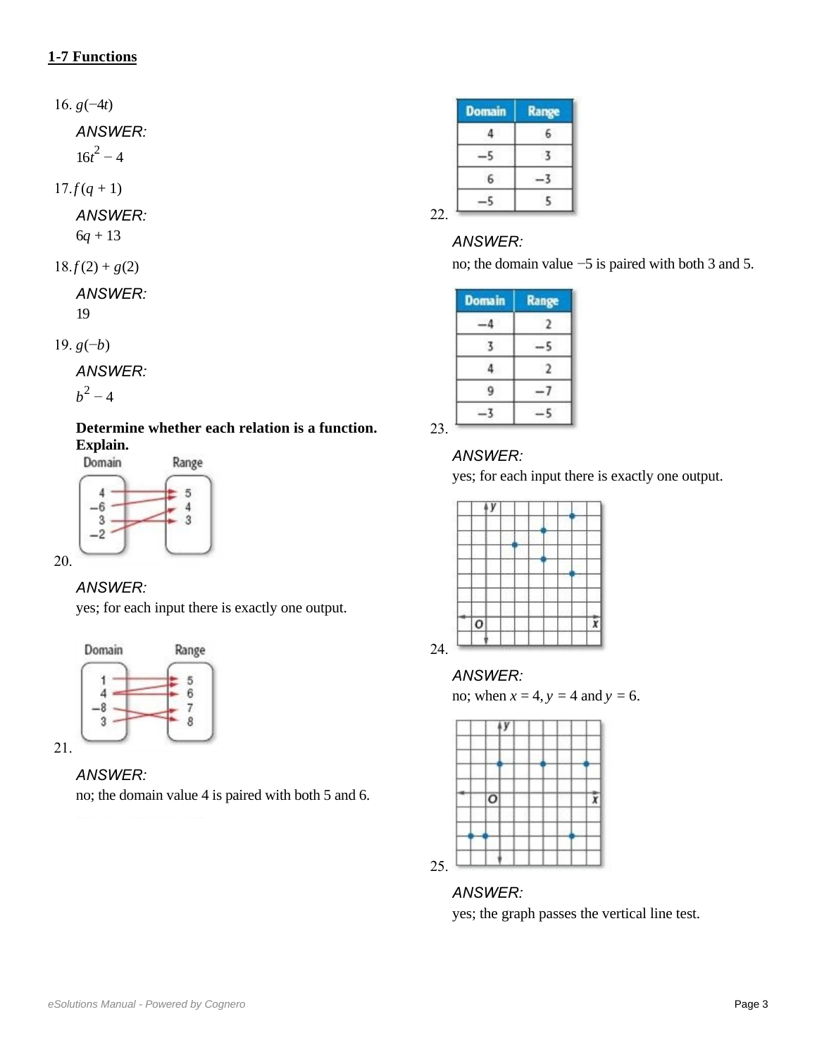## 1-7 Functions

16. $g(-4t)$

*ANSWER:*

$16t^2 - 4$

17. $f(q + 1)$

*ANSWER:*

$6q + 13$

18. $f(2) + g(2)$

*ANSWER:*

19

19. $g(-b)$

*ANSWER:*

$b^2 - 4$

**Determine whether each relation is a function. Explain.**

20.

*ANSWER:*

yes; for each input there is exactly one output.

21.

*ANSWER:*

no; the domain value 4 is paired with both 5 and 6.

22.

| Domain | Range |
|---|---|
| 4 | 6 |
| −5 | 3 |
| 6 | −3 |
| −5 | 5 |

*ANSWER:*

no; the domain value −5 is paired with both 3 and 5.

23.

| Domain | Range |
|---|---|
| −4 | 2 |
| 3 | −5 |
| 4 | 2 |
| 9 | −7 |
| −3 | −5 |

*ANSWER:*

yes; for each input there is exactly one output.

24.

*ANSWER:*

no; when $x = 4$, $y = 4$ and $y = 6$.

25.

*ANSWER:*

yes; the graph passes the vertical line test.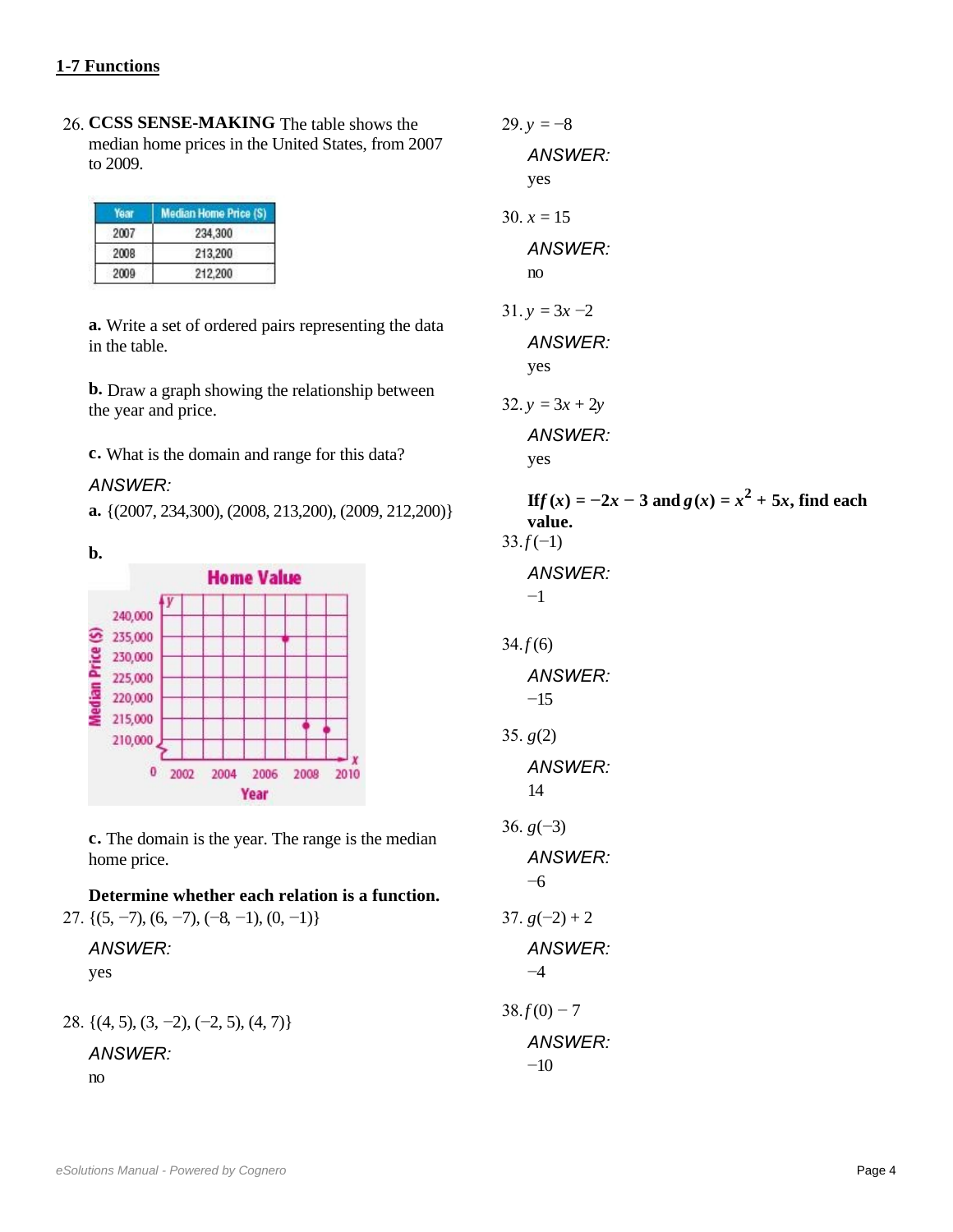## 1-7 Functions

26. **CCSS SENSE-MAKING** The table shows the median home prices in the United States, from 2007 to 2009.

| Year | Median Home Price ($) |
|---|---|
| 2007 | 234,300 |
| 2008 | 213,200 |
| 2009 | 212,200 |

**a.** Write a set of ordered pairs representing the data in the table.

**b.** Draw a graph showing the relationship between the year and price.

**c.** What is the domain and range for this data?

*ANSWER:*

**a.** {(2007, 234,300), (2008, 213,200), (2009, 212,200)}

**b.**

**c.** The domain is the year. The range is the median home price.

**Determine whether each relation is a function.**

27. {(5, −7), (6, −7), (−8, −1), (0, −1)}

*ANSWER:*
yes

28. {(4, 5), (3, −2), (−2, 5), (4, 7)}

*ANSWER:*
no

29. $y = -8$

*ANSWER:*
yes

30. $x = 15$

*ANSWER:*
no

31. $y = 3x - 2$

*ANSWER:*
yes

32. $y = 3x + 2y$

*ANSWER:*
yes

**If $f(x) = -2x - 3$ and $g(x) = x^2 + 5x$, find each value.**

33. $f(-1)$

*ANSWER:*
−1

34. $f(6)$

*ANSWER:*
−15

35. $g(2)$

*ANSWER:*
14

36. $g(-3)$

*ANSWER:*
−6

37. $g(-2) + 2$

*ANSWER:*
−4

38. $f(0) - 7$

*ANSWER:*
−10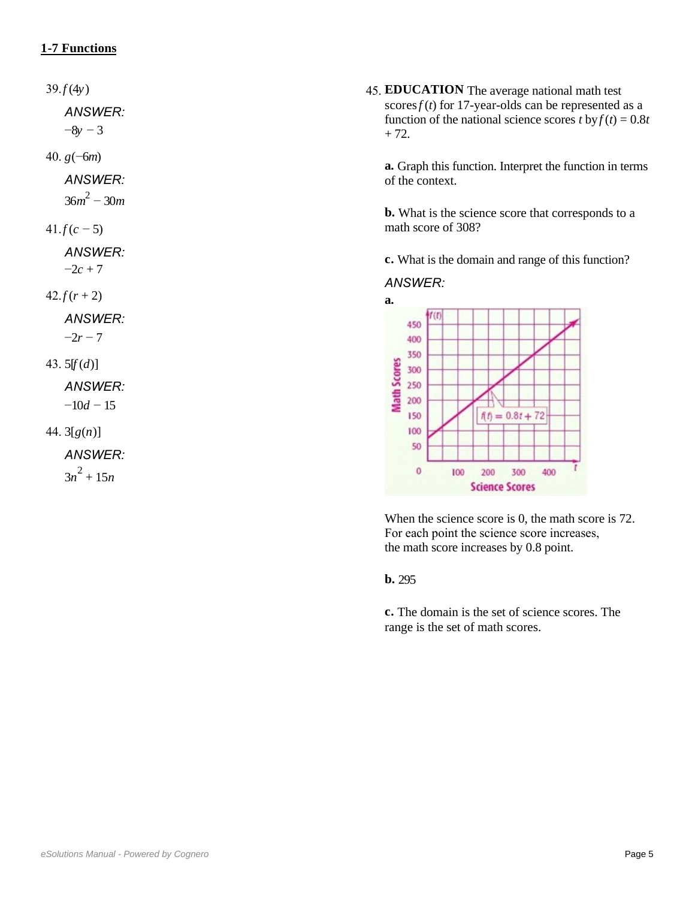## 1-7 Functions

39. $f(4y)$

*ANSWER:*

$-8y - 3$

40. $g(-6m)$

*ANSWER:*

$36m^2 - 30m$

41. $f(c - 5)$

*ANSWER:*

$-2c + 7$

42. $f(r + 2)$

*ANSWER:*

$-2r - 7$

43. $5[f(d)]$

*ANSWER:*

$-10d - 15$

44. $3[g(n)]$

*ANSWER:*

$3n^2 + 15n$

45. **EDUCATION** The average national math test scores $f(t)$ for 17-year-olds can be represented as a function of the national science scores $t$ by $f(t) = 0.8t + 72$.

**a.** Graph this function. Interpret the function in terms of the context.

**b.** What is the science score that corresponds to a math score of 308?

**c.** What is the domain and range of this function?

*ANSWER:*

**a.**

When the science score is 0, the math score is 72. For each point the science score increases, the math score increases by 0.8 point.

**b.** 295

**c.** The domain is the set of science scores. The range is the set of math scores.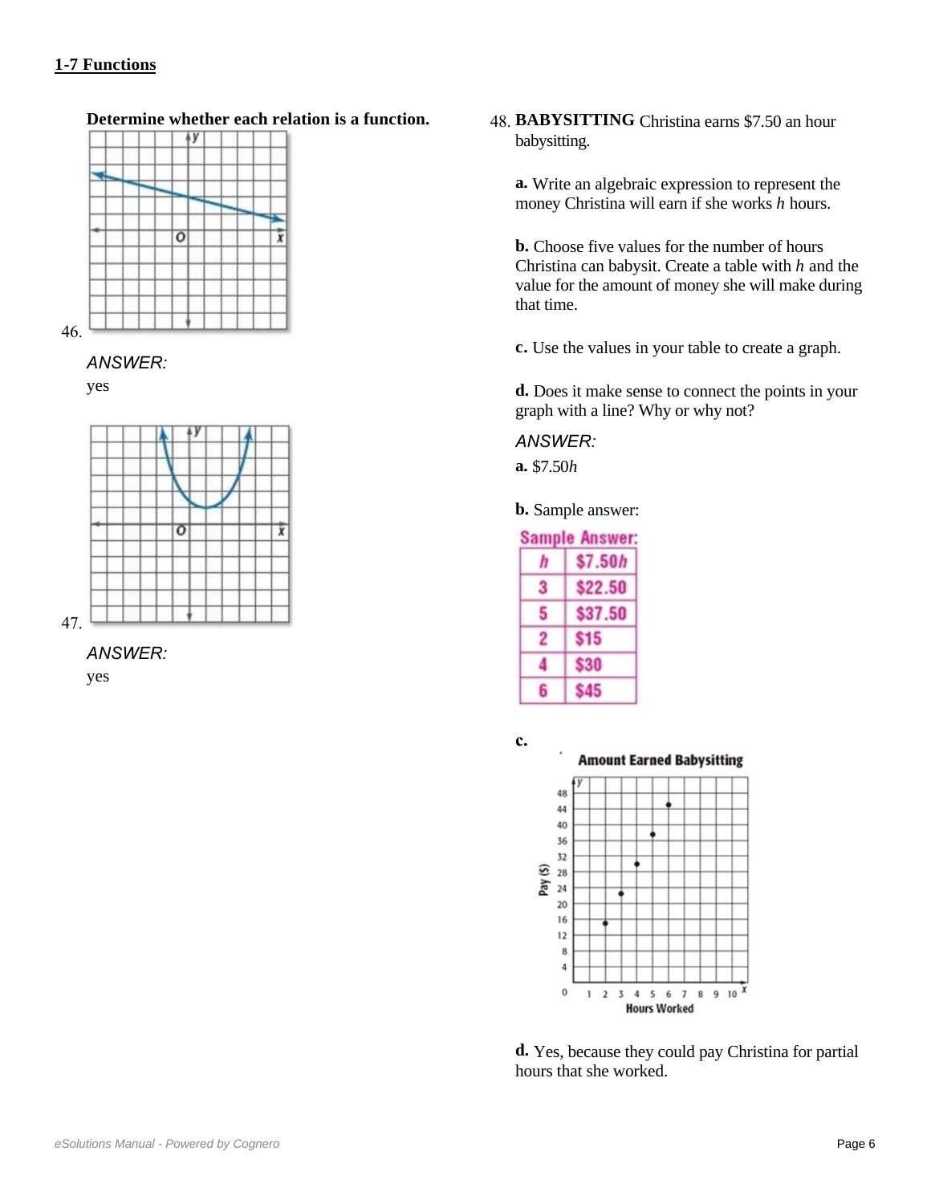## 1-7 Functions

**Determine whether each relation is a function.**

46.

*ANSWER:*

yes

47.

*ANSWER:*

yes

48. **BABYSITTING** Christina earns $7.50 an hour babysitting.

**a.** Write an algebraic expression to represent the money Christina will earn if she works *h* hours.

**b.** Choose five values for the number of hours Christina can babysit. Create a table with *h* and the value for the amount of money she will make during that time.

**c.** Use the values in your table to create a graph.

**d.** Does it make sense to connect the points in your graph with a line? Why or why not?

*ANSWER:*

**a.** $7.50*h*

**b.** Sample answer:

Sample Answer:

| $h$ | $7.50$h$ |
|---|---|
| 3 | $22.50 |
| 5 | $37.50 |
| 2 | $15 |
| 4 | $30 |
| 6 | $45 |

**c.**

**d.** Yes, because they could pay Christina for partial hours that she worked.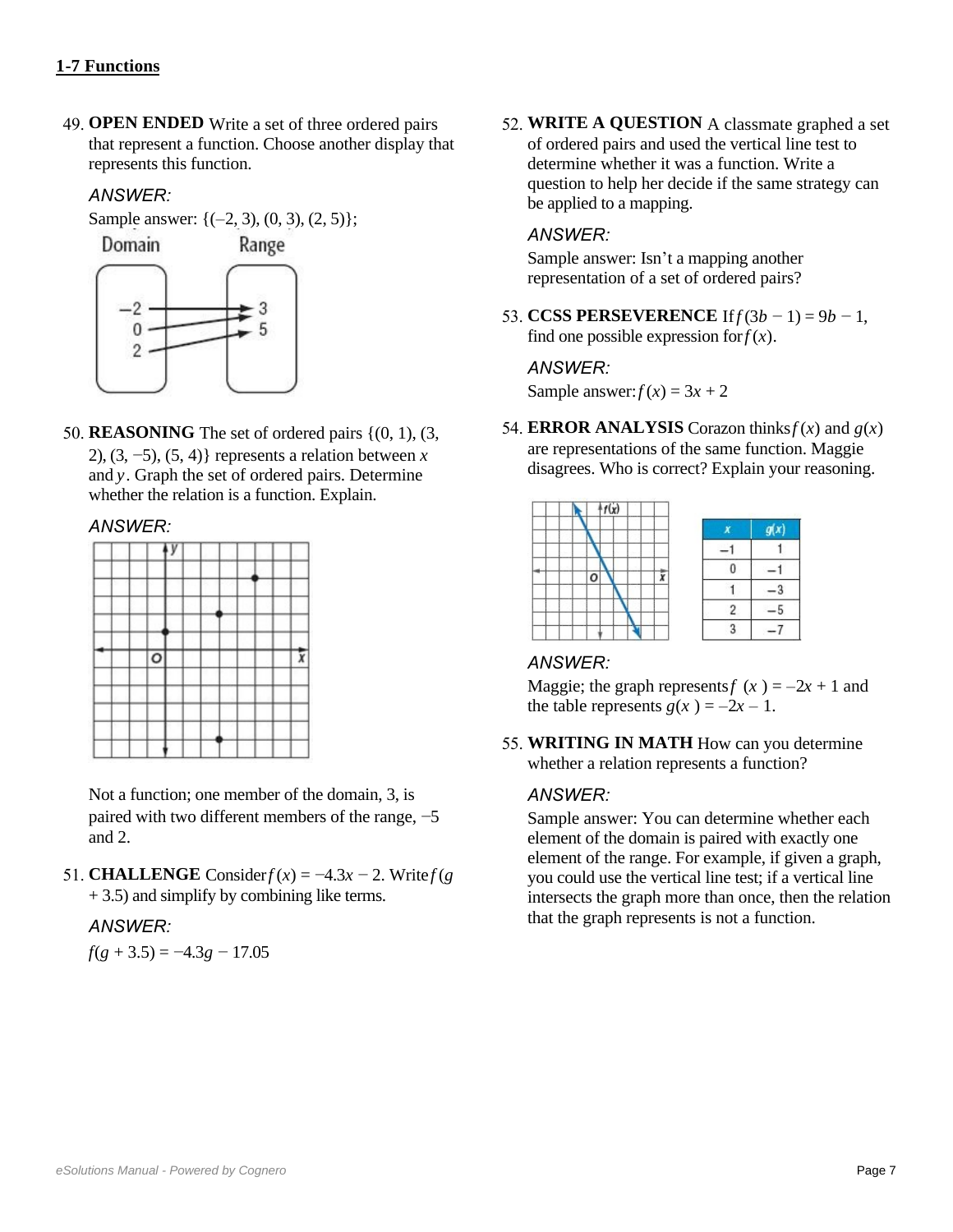## 1-7 Functions

49. **OPEN ENDED** Write a set of three ordered pairs that represent a function. Choose another display that represents this function.

*ANSWER:*

Sample answer: {(–2, 3), (0, 3), (2, 5)};

| Domain | Range |
|---|---|
| –2 | 3 |
| 0 | 3 |
| 2 | 5 |

50. **REASONING** The set of ordered pairs {(0, 1), (3, 2), (3, −5), (5, 4)} represents a relation between $x$ and $y$. Graph the set of ordered pairs. Determine whether the relation is a function. Explain.

*ANSWER:*

Not a function; one member of the domain, 3, is paired with two different members of the range, −5 and 2.

51. **CHALLENGE** Consider $f(x) = −4.3x − 2$. Write $f(g + 3.5)$ and simplify by combining like terms.

*ANSWER:*

$f(g + 3.5) = −4.3g − 17.05$

52. **WRITE A QUESTION** A classmate graphed a set of ordered pairs and used the vertical line test to determine whether it was a function. Write a question to help her decide if the same strategy can be applied to a mapping.

*ANSWER:*

Sample answer: Isn't a mapping another representation of a set of ordered pairs?

53. **CCSS PERSEVERENCE** If $f(3b − 1) = 9b − 1$, find one possible expression for $f(x)$.

*ANSWER:*

Sample answer: $f(x) = 3x + 2$

54. **ERROR ANALYSIS** Corazon thinks $f(x)$ and $g(x)$ are representations of the same function. Maggie disagrees. Who is correct? Explain your reasoning.

| $x$ | $g(x)$ |
|---|---|
| −1 | 1 |
| 0 | −1 |
| 1 | −3 |
| 2 | −5 |
| 3 | −7 |

*ANSWER:*

Maggie; the graph represents $f(x) = –2x + 1$ and the table represents $g(x) = –2x – 1$.

55. **WRITING IN MATH** How can you determine whether a relation represents a function?

*ANSWER:*

Sample answer: You can determine whether each element of the domain is paired with exactly one element of the range. For example, if given a graph, you could use the vertical line test; if a vertical line intersects the graph more than once, then the relation that the graph represents is not a function.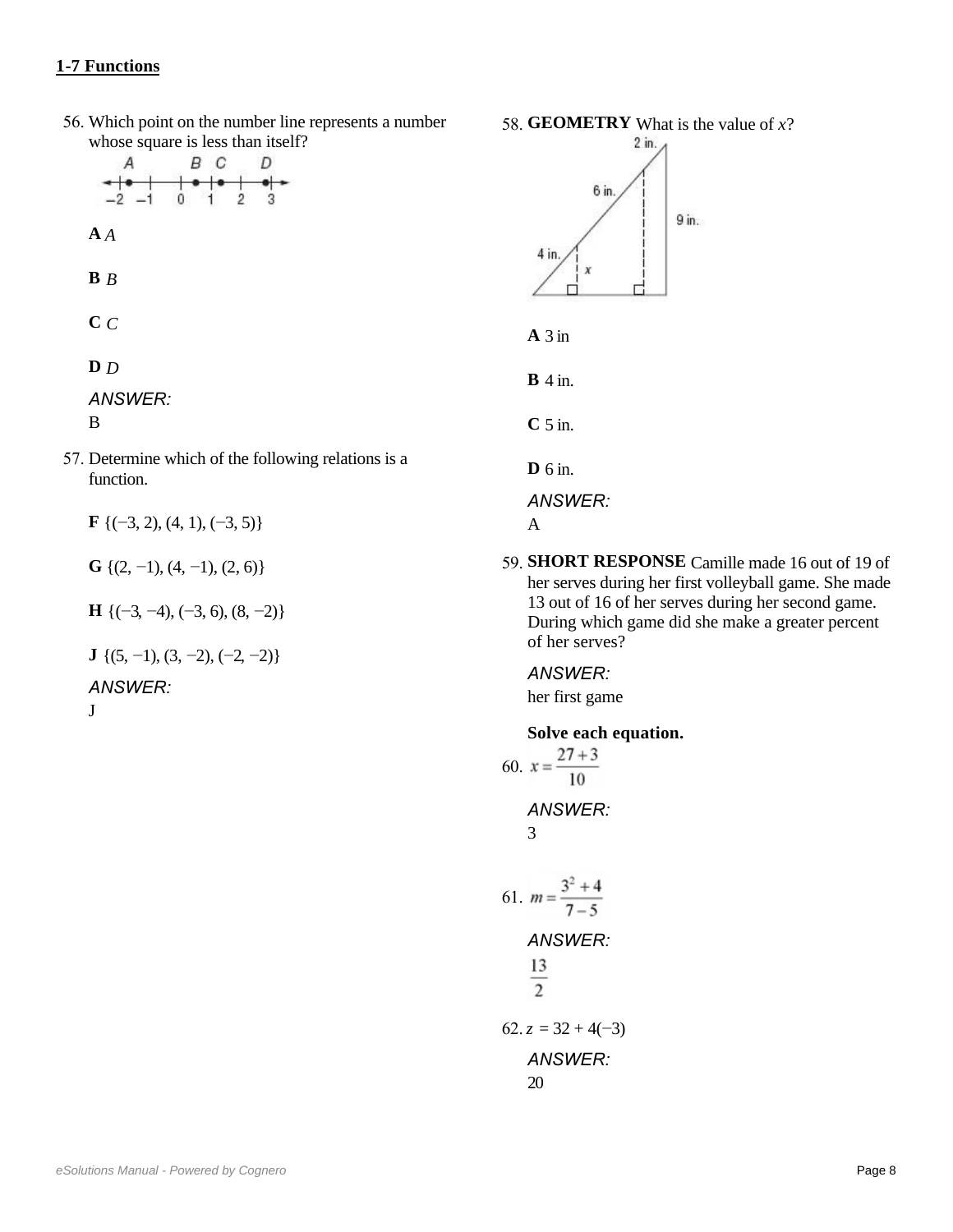## 1-7 Functions

56. Which point on the number line represents a number whose square is less than itself?

**A** *A*

**B** *B*

**C** *C*

**D** *D*

*ANSWER:*
B

57. Determine which of the following relations is a function.

**F** {(−3, 2), (4, 1), (−3, 5)}

**G** {(2, −1), (4, −1), (2, 6)}

**H** {(−3, −4), (−3, 6), (8, −2)}

**J** {(5, −1), (3, −2), (−2, −2)}

*ANSWER:*
J

58. **GEOMETRY** What is the value of *x*?

**A** 3 in

**B** 4 in.

**C** 5 in.

**D** 6 in.

*ANSWER:*
A

59. **SHORT RESPONSE** Camille made 16 out of 19 of her serves during her first volleyball game. She made 13 out of 16 of her serves during her second game. During which game did she make a greater percent of her serves?

*ANSWER:*
her first game

**Solve each equation.**

60. $x = \frac{27+3}{10}$

*ANSWER:*
3

61. $m = \frac{3^2+4}{7-5}$

*ANSWER:*
$\frac{13}{2}$

62. $z = 32 + 4(-3)$

*ANSWER:*
20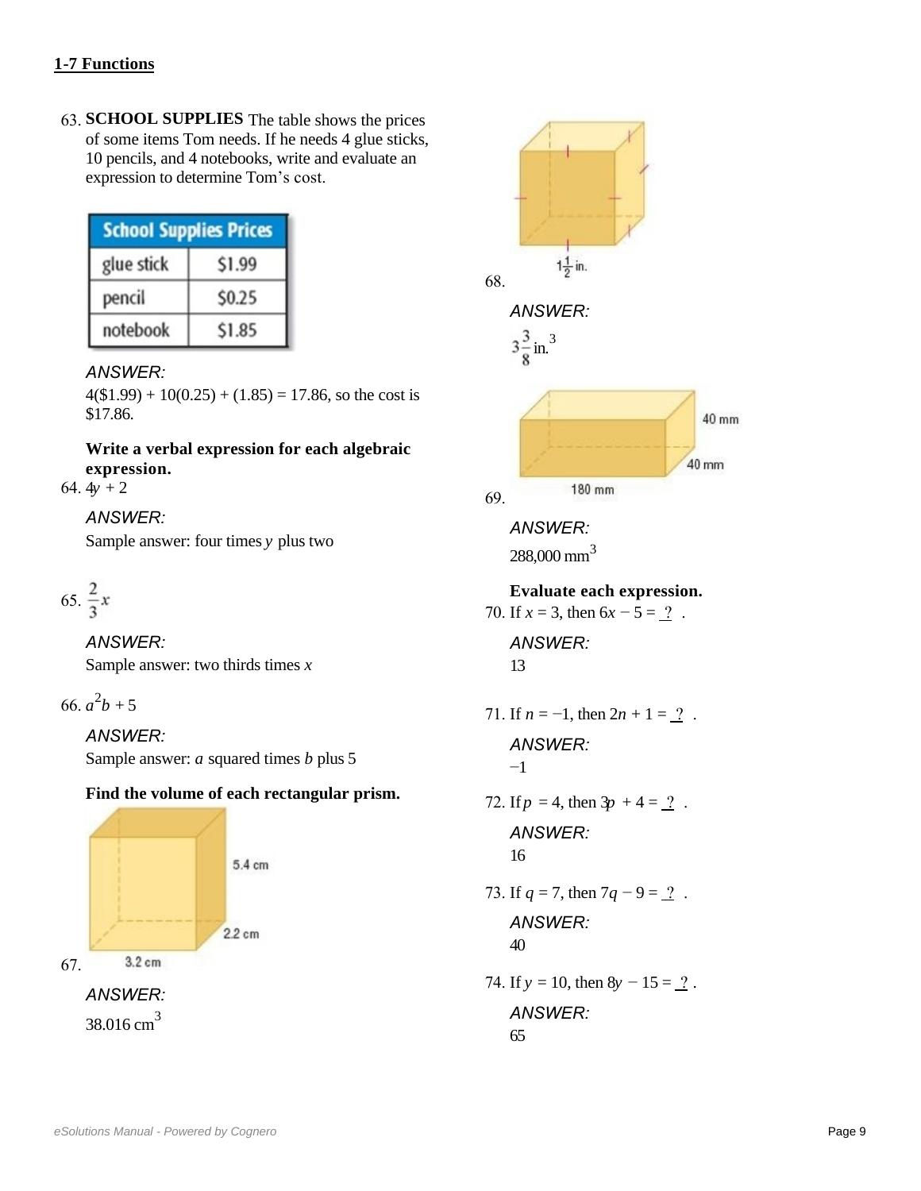## 1-7 Functions

63. **SCHOOL SUPPLIES** The table shows the prices of some items Tom needs. If he needs 4 glue sticks, 10 pencils, and 4 notebooks, write and evaluate an expression to determine Tom's cost.

| School Supplies Prices | |
|---|---|
| glue stick | \$1.99 |
| pencil | \$0.25 |
| notebook | \$1.85 |

*ANSWER:*
4(\$1.99) + 10(0.25) + (1.85) = 17.86, so the cost is \$17.86.

**Write a verbal expression for each algebraic expression.**

64. $4y + 2$

*ANSWER:*
Sample answer: four times $y$ plus two

65. $\frac{2}{3}x$

*ANSWER:*
Sample answer: two thirds times $x$

66. $a^2b + 5$

*ANSWER:*
Sample answer: $a$ squared times $b$ plus 5

**Find the volume of each rectangular prism.**

67. 5.4 cm, 2.2 cm, 3.2 cm

*ANSWER:*
38.016 cm$^3$

68. $1\frac{1}{2}$ in.

*ANSWER:*
$3\frac{3}{8}$ in.$^3$

69. 40 mm, 40 mm, 180 mm

*ANSWER:*
288,000 mm$^3$

**Evaluate each expression.**

70. If $x = 3$, then $6x - 5 =$ __?__ .

*ANSWER:*
13

71. If $n = -1$, then $2n + 1 =$ __?__ .

*ANSWER:*
$-1$

72. If $p = 4$, then $3p + 4 =$ __?__ .

*ANSWER:*
16

73. If $q = 7$, then $7q - 9 =$ __?__ .

*ANSWER:*
40

74. If $y = 10$, then $8y - 15 =$ __?__ .

*ANSWER:*
65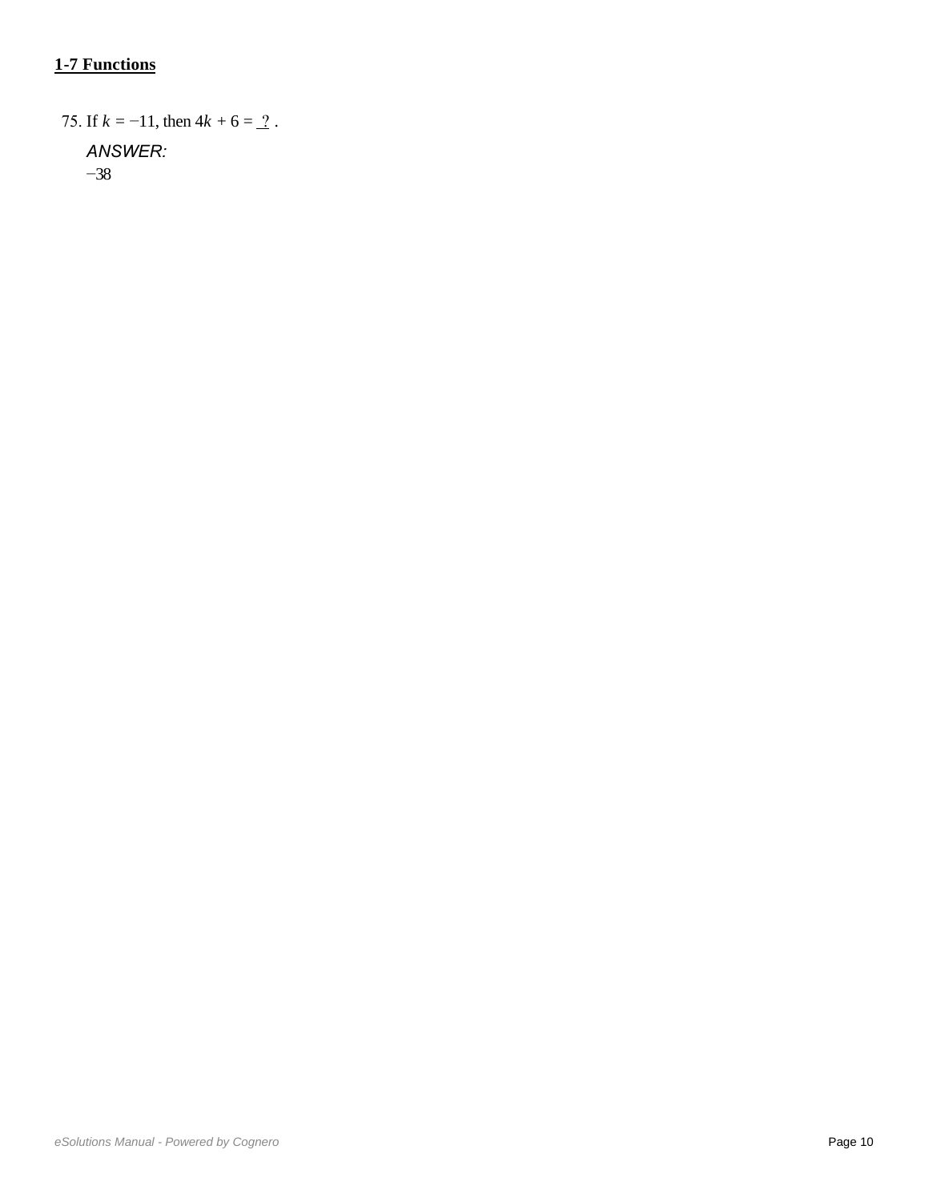## 1-7 Functions

75. If $k = -11$, then $4k + 6 = \underline{\ ?\ }$ .

*ANSWER:*

$-38$